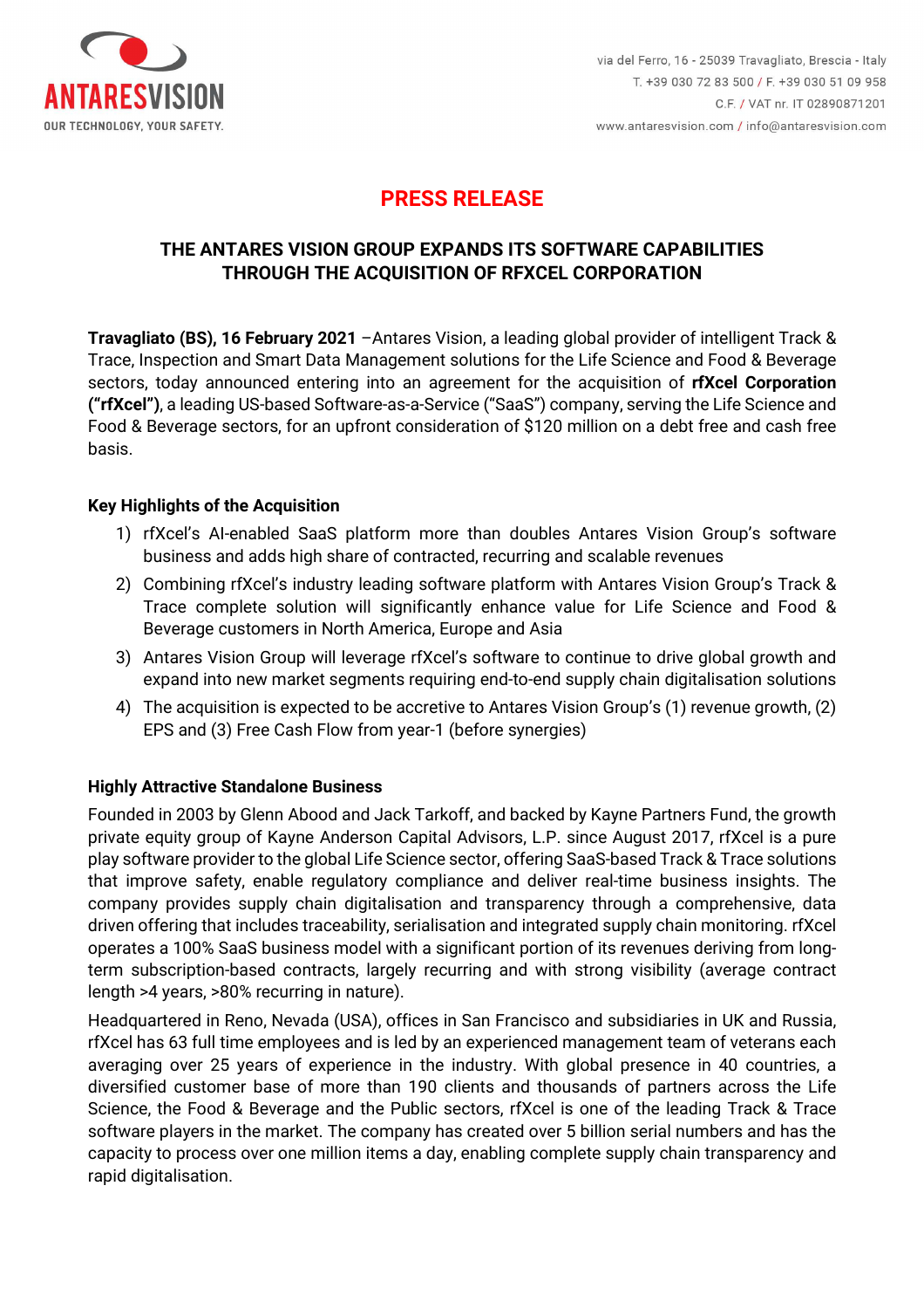ANTARESVISION
OUR TECHNOLOGY, YOUR SAFETY.

via del Ferro, 16 - 25039 Travagliato, Brescia - Italy
T. +39 030 72 83 500 / F. +39 030 51 09 958
C.F. / VAT nr. IT 02890871201
www.antaresvision.com / info@antaresvision.com

# PRESS RELEASE

## THE ANTARES VISION GROUP EXPANDS ITS SOFTWARE CAPABILITIES THROUGH THE ACQUISITION OF RFXCEL CORPORATION

**Travagliato (BS), 16 February 2021** –Antares Vision, a leading global provider of intelligent Track & Trace, Inspection and Smart Data Management solutions for the Life Science and Food & Beverage sectors, today announced entering into an agreement for the acquisition of **rfXcel Corporation ("rfXcel")**, a leading US-based Software-as-a-Service ("SaaS") company, serving the Life Science and Food & Beverage sectors, for an upfront consideration of $120 million on a debt free and cash free basis.

### Key Highlights of the Acquisition

1) rfXcel's AI-enabled SaaS platform more than doubles Antares Vision Group's software business and adds high share of contracted, recurring and scalable revenues
2) Combining rfXcel's industry leading software platform with Antares Vision Group's Track & Trace complete solution will significantly enhance value for Life Science and Food & Beverage customers in North America, Europe and Asia
3) Antares Vision Group will leverage rfXcel's software to continue to drive global growth and expand into new market segments requiring end-to-end supply chain digitalisation solutions
4) The acquisition is expected to be accretive to Antares Vision Group's (1) revenue growth, (2) EPS and (3) Free Cash Flow from year-1 (before synergies)

### Highly Attractive Standalone Business

Founded in 2003 by Glenn Abood and Jack Tarkoff, and backed by Kayne Partners Fund, the growth private equity group of Kayne Anderson Capital Advisors, L.P. since August 2017, rfXcel is a pure play software provider to the global Life Science sector, offering SaaS-based Track & Trace solutions that improve safety, enable regulatory compliance and deliver real-time business insights. The company provides supply chain digitalisation and transparency through a comprehensive, data driven offering that includes traceability, serialisation and integrated supply chain monitoring. rfXcel operates a 100% SaaS business model with a significant portion of its revenues deriving from long-term subscription-based contracts, largely recurring and with strong visibility (average contract length >4 years, >80% recurring in nature).

Headquartered in Reno, Nevada (USA), offices in San Francisco and subsidiaries in UK and Russia, rfXcel has 63 full time employees and is led by an experienced management team of veterans each averaging over 25 years of experience in the industry. With global presence in 40 countries, a diversified customer base of more than 190 clients and thousands of partners across the Life Science, the Food & Beverage and the Public sectors, rfXcel is one of the leading Track & Trace software players in the market. The company has created over 5 billion serial numbers and has the capacity to process over one million items a day, enabling complete supply chain transparency and rapid digitalisation.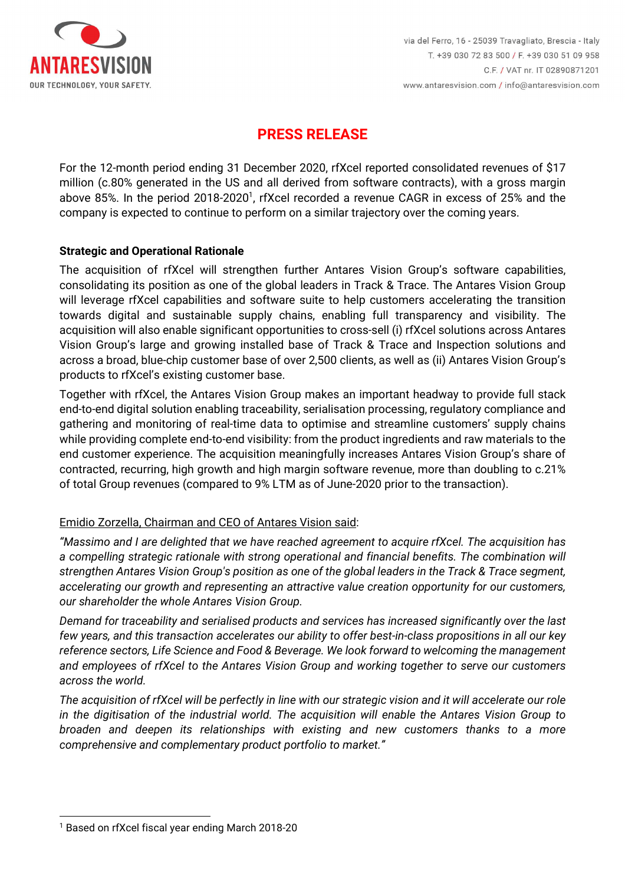## PRESS RELEASE

For the 12-month period ending 31 December 2020, rfXcel reported consolidated revenues of $17 million (c.80% generated in the US and all derived from software contracts), with a gross margin above 85%. In the period 2018-2020[1], rfXcel recorded a revenue CAGR in excess of 25% and the company is expected to continue to perform on a similar trajectory over the coming years.

**Strategic and Operational Rationale**

The acquisition of rfXcel will strengthen further Antares Vision Group's software capabilities, consolidating its position as one of the global leaders in Track & Trace. The Antares Vision Group will leverage rfXcel capabilities and software suite to help customers accelerating the transition towards digital and sustainable supply chains, enabling full transparency and visibility. The acquisition will also enable significant opportunities to cross-sell (i) rfXcel solutions across Antares Vision Group's large and growing installed base of Track & Trace and Inspection solutions and across a broad, blue-chip customer base of over 2,500 clients, as well as (ii) Antares Vision Group's products to rfXcel's existing customer base.

Together with rfXcel, the Antares Vision Group makes an important headway to provide full stack end-to-end digital solution enabling traceability, serialisation processing, regulatory compliance and gathering and monitoring of real-time data to optimise and streamline customers' supply chains while providing complete end-to-end visibility: from the product ingredients and raw materials to the end customer experience. The acquisition meaningfully increases Antares Vision Group's share of contracted, recurring, high growth and high margin software revenue, more than doubling to c.21% of total Group revenues (compared to 9% LTM as of June-2020 prior to the transaction).

Emidio Zorzella, Chairman and CEO of Antares Vision said:

*"Massimo and I are delighted that we have reached agreement to acquire rfXcel. The acquisition has a compelling strategic rationale with strong operational and financial benefits. The combination will strengthen Antares Vision Group's position as one of the global leaders in the Track & Trace segment, accelerating our growth and representing an attractive value creation opportunity for our customers, our shareholder the whole Antares Vision Group.*

*Demand for traceability and serialised products and services has increased significantly over the last few years, and this transaction accelerates our ability to offer best-in-class propositions in all our key reference sectors, Life Science and Food & Beverage. We look forward to welcoming the management and employees of rfXcel to the Antares Vision Group and working together to serve our customers across the world.*

*The acquisition of rfXcel will be perfectly in line with our strategic vision and it will accelerate our role in the digitisation of the industrial world. The acquisition will enable the Antares Vision Group to broaden and deepen its relationships with existing and new customers thanks to a more comprehensive and complementary product portfolio to market."*

[1] Based on rfXcel fiscal year ending March 2018-20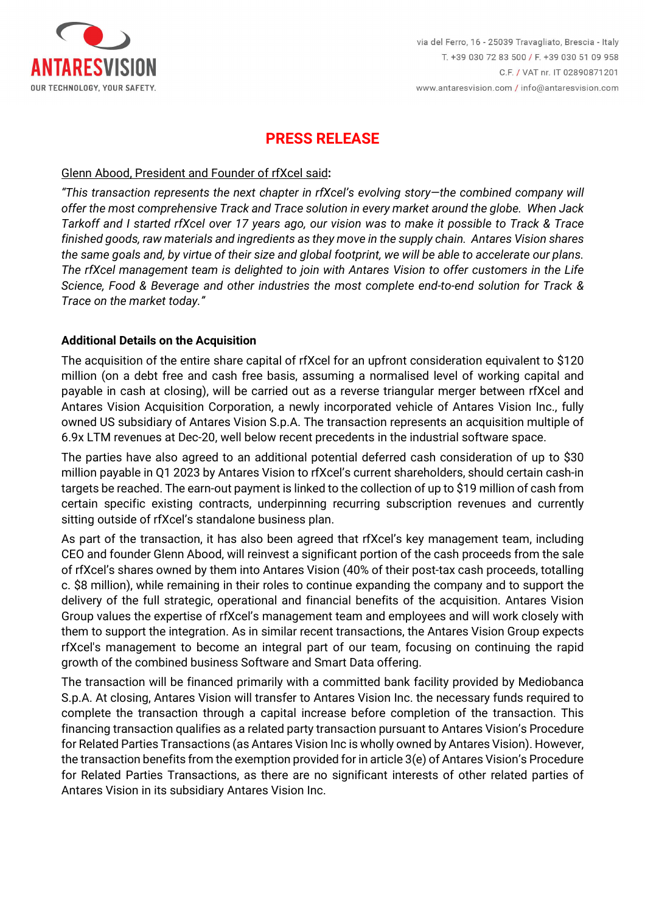# PRESS RELEASE

<u>Glenn Abood, President and Founder of rfXcel said</u>**:**

*"This transaction represents the next chapter in rfXcel's evolving story—the combined company will offer the most comprehensive Track and Trace solution in every market around the globe. When Jack Tarkoff and I started rfXcel over 17 years ago, our vision was to make it possible to Track & Trace finished goods, raw materials and ingredients as they move in the supply chain. Antares Vision shares the same goals and, by virtue of their size and global footprint, we will be able to accelerate our plans. The rfXcel management team is delighted to join with Antares Vision to offer customers in the Life Science, Food & Beverage and other industries the most complete end-to-end solution for Track & Trace on the market today."*

**Additional Details on the Acquisition**

The acquisition of the entire share capital of rfXcel for an upfront consideration equivalent to $120 million (on a debt free and cash free basis, assuming a normalised level of working capital and payable in cash at closing), will be carried out as a reverse triangular merger between rfXcel and Antares Vision Acquisition Corporation, a newly incorporated vehicle of Antares Vision Inc., fully owned US subsidiary of Antares Vision S.p.A. The transaction represents an acquisition multiple of 6.9x LTM revenues at Dec-20, well below recent precedents in the industrial software space.

The parties have also agreed to an additional potential deferred cash consideration of up to $30 million payable in Q1 2023 by Antares Vision to rfXcel's current shareholders, should certain cash-in targets be reached. The earn-out payment is linked to the collection of up to $19 million of cash from certain specific existing contracts, underpinning recurring subscription revenues and currently sitting outside of rfXcel's standalone business plan.

As part of the transaction, it has also been agreed that rfXcel's key management team, including CEO and founder Glenn Abood, will reinvest a significant portion of the cash proceeds from the sale of rfXcel's shares owned by them into Antares Vision (40% of their post-tax cash proceeds, totalling c. $8 million), while remaining in their roles to continue expanding the company and to support the delivery of the full strategic, operational and financial benefits of the acquisition. Antares Vision Group values the expertise of rfXcel's management team and employees and will work closely with them to support the integration. As in similar recent transactions, the Antares Vision Group expects rfXcel's management to become an integral part of our team, focusing on continuing the rapid growth of the combined business Software and Smart Data offering.

The transaction will be financed primarily with a committed bank facility provided by Mediobanca S.p.A. At closing, Antares Vision will transfer to Antares Vision Inc. the necessary funds required to complete the transaction through a capital increase before completion of the transaction. This financing transaction qualifies as a related party transaction pursuant to Antares Vision's Procedure for Related Parties Transactions (as Antares Vision Inc is wholly owned by Antares Vision). However, the transaction benefits from the exemption provided for in article 3(e) of Antares Vision's Procedure for Related Parties Transactions, as there are no significant interests of other related parties of Antares Vision in its subsidiary Antares Vision Inc.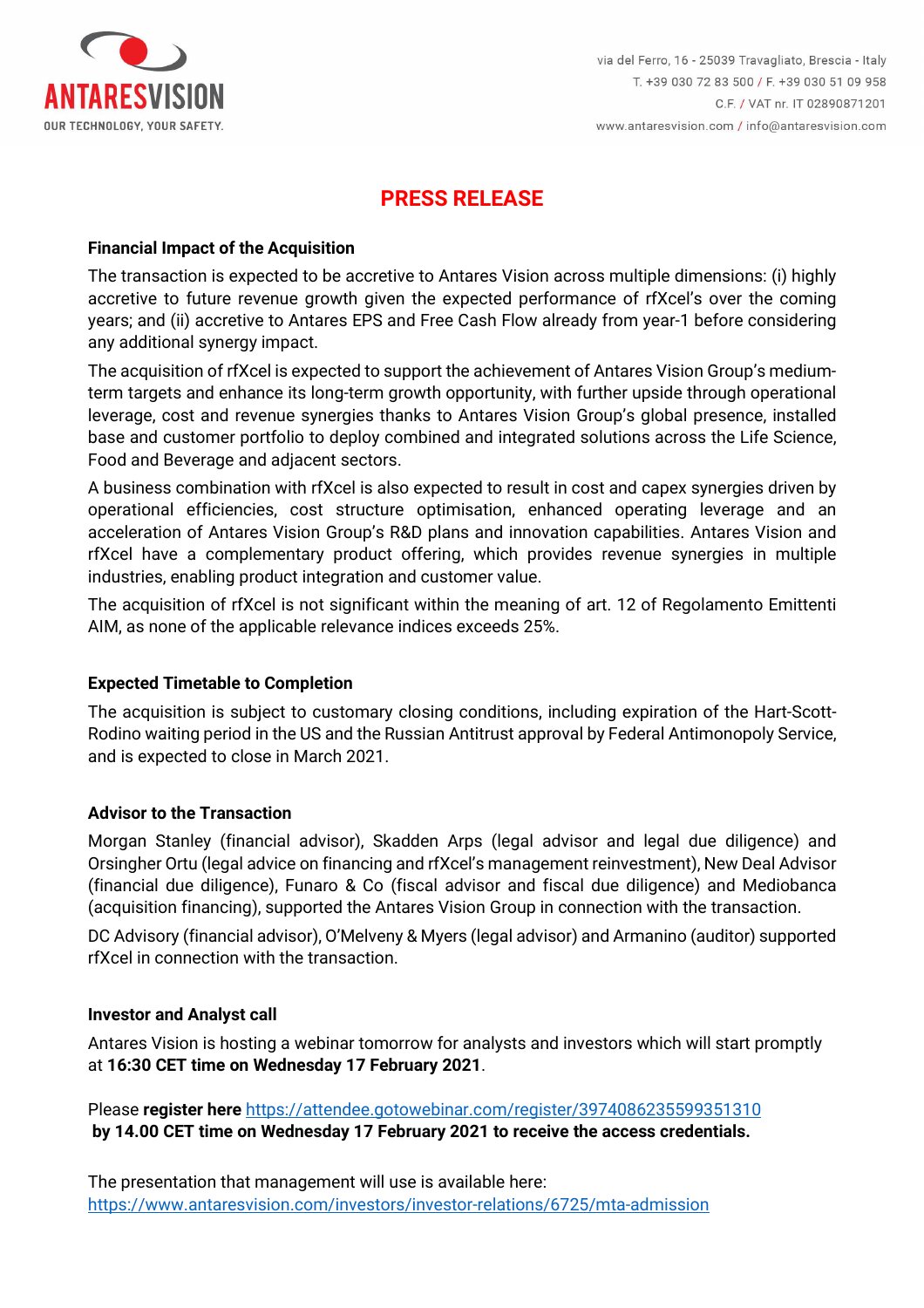# PRESS RELEASE

**Financial Impact of the Acquisition**

The transaction is expected to be accretive to Antares Vision across multiple dimensions: (i) highly accretive to future revenue growth given the expected performance of rfXcel's over the coming years; and (ii) accretive to Antares EPS and Free Cash Flow already from year-1 before considering any additional synergy impact.

The acquisition of rfXcel is expected to support the achievement of Antares Vision Group's medium-term targets and enhance its long-term growth opportunity, with further upside through operational leverage, cost and revenue synergies thanks to Antares Vision Group's global presence, installed base and customer portfolio to deploy combined and integrated solutions across the Life Science, Food and Beverage and adjacent sectors.

A business combination with rfXcel is also expected to result in cost and capex synergies driven by operational efficiencies, cost structure optimisation, enhanced operating leverage and an acceleration of Antares Vision Group's R&D plans and innovation capabilities. Antares Vision and rfXcel have a complementary product offering, which provides revenue synergies in multiple industries, enabling product integration and customer value.

The acquisition of rfXcel is not significant within the meaning of art. 12 of Regolamento Emittenti AIM, as none of the applicable relevance indices exceeds 25%.

**Expected Timetable to Completion**

The acquisition is subject to customary closing conditions, including expiration of the Hart-Scott-Rodino waiting period in the US and the Russian Antitrust approval by Federal Antimonopoly Service, and is expected to close in March 2021.

**Advisor to the Transaction**

Morgan Stanley (financial advisor), Skadden Arps (legal advisor and legal due diligence) and Orsingher Ortu (legal advice on financing and rfXcel's management reinvestment), New Deal Advisor (financial due diligence), Funaro & Co (fiscal advisor and fiscal due diligence) and Mediobanca (acquisition financing), supported the Antares Vision Group in connection with the transaction.

DC Advisory (financial advisor), O'Melveny & Myers (legal advisor) and Armanino (auditor) supported rfXcel in connection with the transaction.

**Investor and Analyst call**

Antares Vision is hosting a webinar tomorrow for analysts and investors which will start promptly at **16:30 CET time on Wednesday 17 February 2021**.

Please **register here** https://attendee.gotowebinar.com/register/3974086235599351310 **by 14.00 CET time on Wednesday 17 February 2021 to receive the access credentials.**

The presentation that management will use is available here:
https://www.antaresvision.com/investors/investor-relations/6725/mta-admission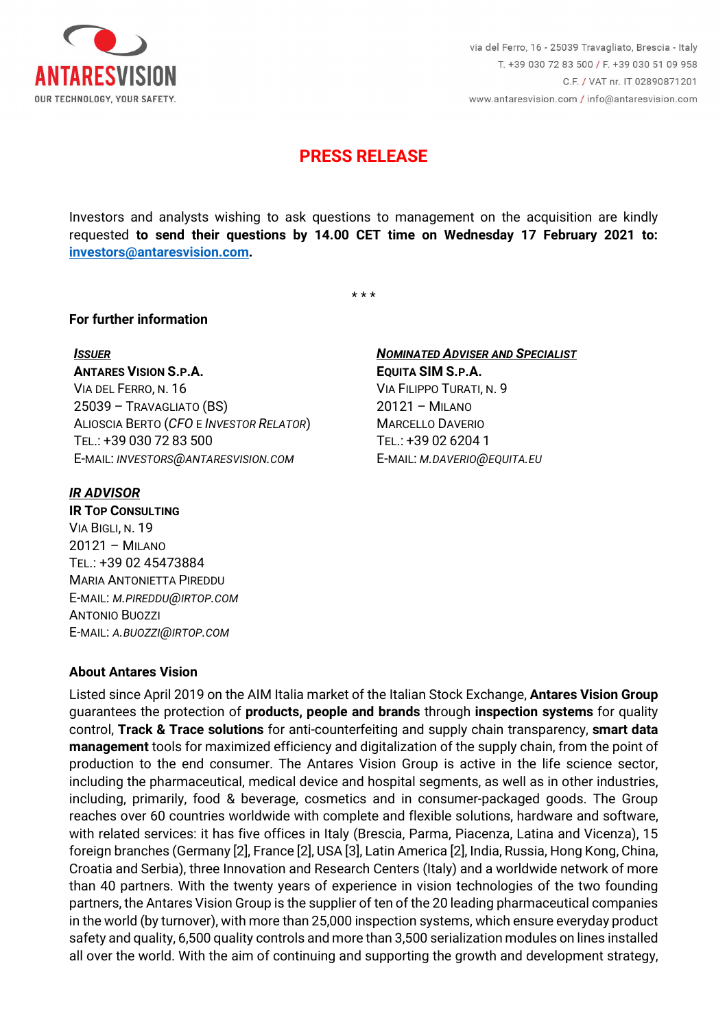# PRESS RELEASE

Investors and analysts wishing to ask questions to management on the acquisition are kindly requested **to send their questions by 14.00 CET time on Wednesday 17 February 2021 to: investors@antaresvision.com.**

\* \* \*

**For further information**

***ISSUER***
**ANTARES VISION S.P.A.**
VIA DEL FERRO, N. 16
25039 – TRAVAGLIATO (BS)
ALIOSCIA BERTO (*CFO* E *INVESTOR RELATOR*)
TEL.: +39 030 72 83 500
E-MAIL: *INVESTORS@ANTARESVISION.COM*

***NOMINATED ADVISER AND SPECIALIST***
**EQUITA SIM S.P.A.**
VIA FILIPPO TURATI, N. 9
20121 – MILANO
MARCELLO DAVERIO
TEL.: +39 02 6204 1
E-MAIL: *M.DAVERIO@EQUITA.EU*

***IR ADVISOR***
**IR TOP CONSULTING**
VIA BIGLI, N. 19
20121 – MILANO
TEL.: +39 02 45473884
MARIA ANTONIETTA PIREDDU
E-MAIL: *M.PIREDDU@IRTOP.COM*
ANTONIO BUOZZI
E-MAIL: *A.BUOZZI@IRTOP.COM*

**About Antares Vision**

Listed since April 2019 on the AIM Italia market of the Italian Stock Exchange, **Antares Vision Group** guarantees the protection of **products, people and brands** through **inspection systems** for quality control, **Track & Trace solutions** for anti-counterfeiting and supply chain transparency, **smart data management** tools for maximized efficiency and digitalization of the supply chain, from the point of production to the end consumer. The Antares Vision Group is active in the life science sector, including the pharmaceutical, medical device and hospital segments, as well as in other industries, including, primarily, food & beverage, cosmetics and in consumer-packaged goods. The Group reaches over 60 countries worldwide with complete and flexible solutions, hardware and software, with related services: it has five offices in Italy (Brescia, Parma, Piacenza, Latina and Vicenza), 15 foreign branches (Germany [2], France [2], USA [3], Latin America [2], India, Russia, Hong Kong, China, Croatia and Serbia), three Innovation and Research Centers (Italy) and a worldwide network of more than 40 partners. With the twenty years of experience in vision technologies of the two founding partners, the Antares Vision Group is the supplier of ten of the 20 leading pharmaceutical companies in the world (by turnover), with more than 25,000 inspection systems, which ensure everyday product safety and quality, 6,500 quality controls and more than 3,500 serialization modules on lines installed all over the world. With the aim of continuing and supporting the growth and development strategy,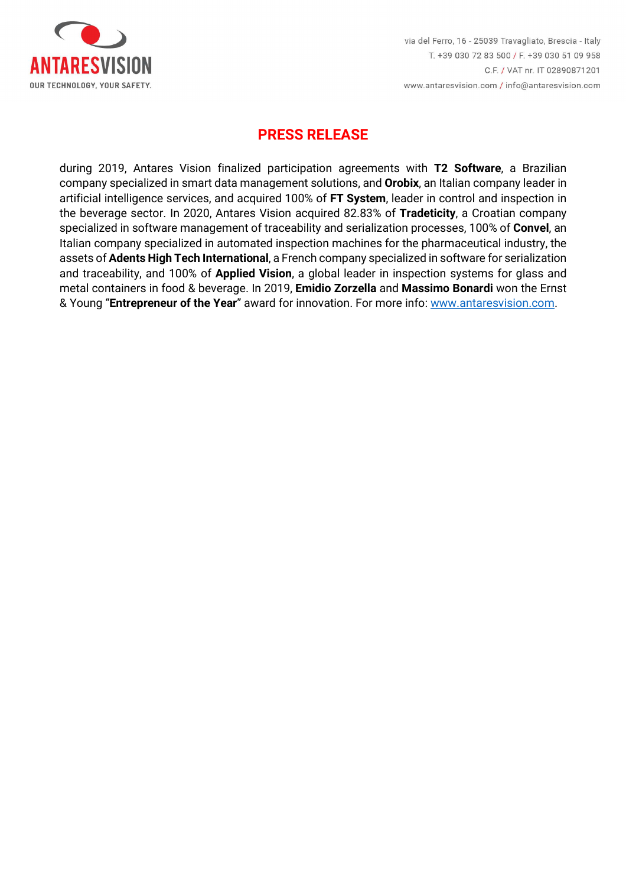# PRESS RELEASE

during 2019, Antares Vision finalized participation agreements with **T2 Software**, a Brazilian company specialized in smart data management solutions, and **Orobix**, an Italian company leader in artificial intelligence services, and acquired 100% of **FT System**, leader in control and inspection in the beverage sector. In 2020, Antares Vision acquired 82.83% of **Tradeticity**, a Croatian company specialized in software management of traceability and serialization processes, 100% of **Convel**, an Italian company specialized in automated inspection machines for the pharmaceutical industry, the assets of **Adents High Tech International**, a French company specialized in software for serialization and traceability, and 100% of **Applied Vision**, a global leader in inspection systems for glass and metal containers in food & beverage. In 2019, **Emidio Zorzella** and **Massimo Bonardi** won the Ernst & Young "**Entrepreneur of the Year**" award for innovation. For more info: [www.antaresvision.com](http://www.antaresvision.com).